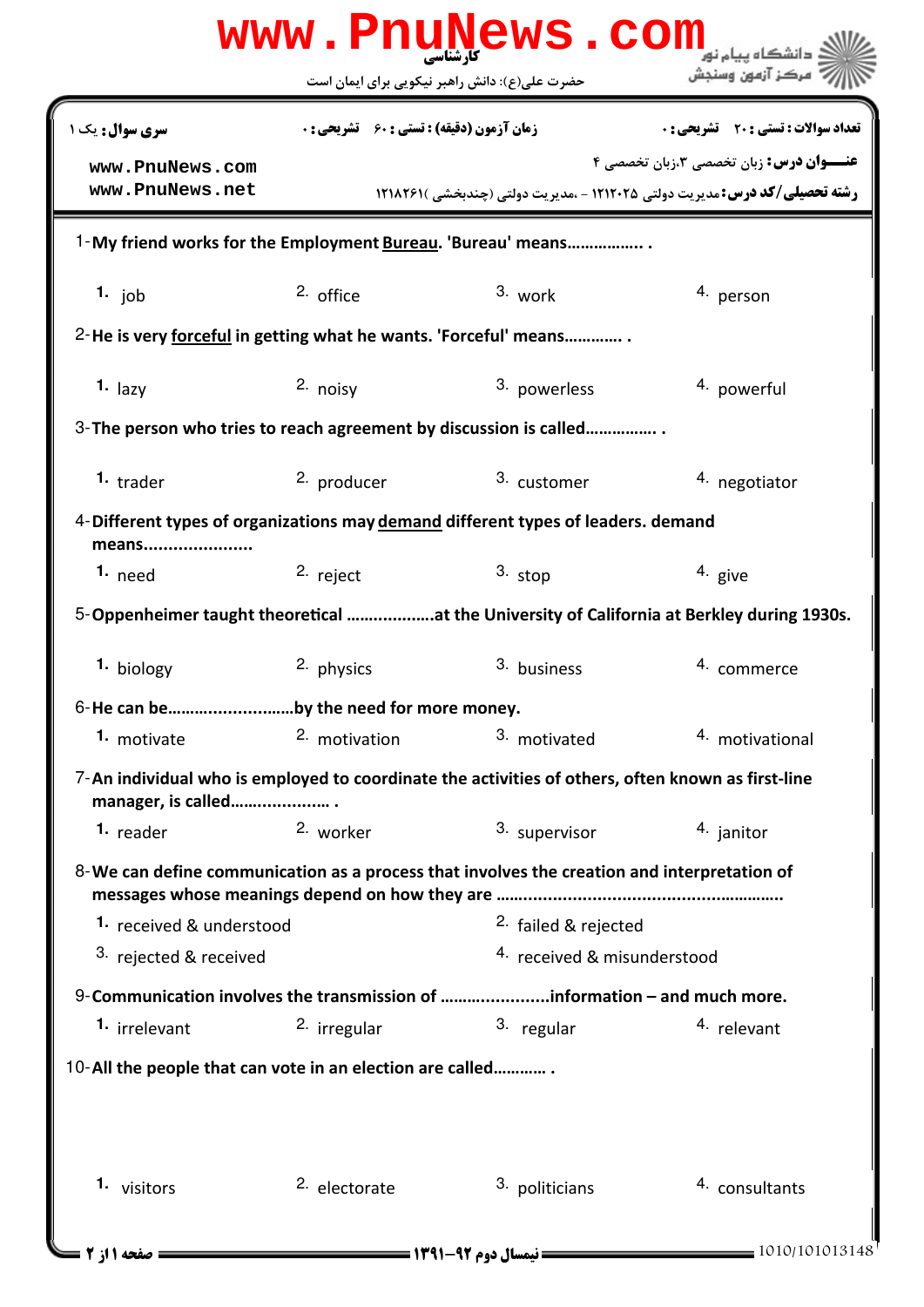کارشناسی

حضرت علی(ع): دانش راهبر نیکویی برای ایمان است

دانشگاه پیام نور
مرکز آزمون وسنجش

**سری سوال:** یک ۱ | **زمان آزمون (دقیقه) : تستی :** ۶۰ **تشریحی :** ۰ | **تعداد سوالات : تستی :** ۲۰ **تشریحی :** ۰

www.PnuNews.com
www.PnuNews.net

**عنـــوان درس:** زبان تخصصی ۳،زبان تخصصی ۴

**رشته تحصیلی/کد درس:** مدیریت دولتی ۱۲۱۲۰۲۵ - ،مدیریت دولتی (چندبخشی )۱۲۱۸۲۶۱

1-**My friend works for the Employment <u>Bureau</u>. 'Bureau' means…………….. .**

1. job
2. office
3. work
4. person

2-**He is very <u>forceful</u> in getting what he wants. 'Forceful' means…………. .**

1. lazy
2. noisy
3. powerless
4. powerful

3-**The person who tries to reach agreement by discussion is called……………. .**

1. trader
2. producer
3. customer
4. negotiator

4-**Different types of organizations may <u>demand</u> different types of leaders. demand means......................**

1. need
2. reject
3. stop
4. give

5-**Oppenheimer taught theoretical ……………….at the University of California at Berkley during 1930s.**

1. biology
2. physics
3. business
4. commerce

6-**He can be……………………..by the need for more money.**

1. motivate
2. motivation
3. motivated
4. motivational

7-**An individual who is employed to coordinate the activities of others, often known as first-line manager, is called………………… .**

1. reader
2. worker
3. supervisor
4. janitor

8-**We can define communication as a process that involves the creation and interpretation of messages whose meanings depend on how they are ………………………………………………….**

1. received & understood
2. failed & rejected
3. rejected & received
4. received & misunderstood

9-**Communication involves the transmission of …………………..information – and much more.**

1. irrelevant
2. irregular
3. regular
4. relevant

10-**All the people that can vote in an election are called………… .**

1. visitors
2. electorate
3. politicians
4. consultants

نیمسال دوم ۹۲-۱۳۹۱

1010/101013148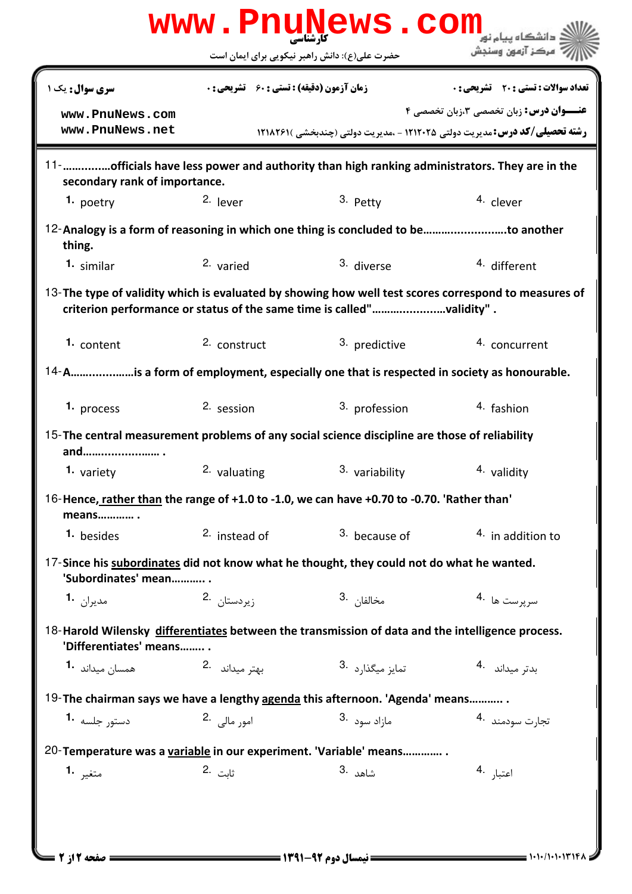www.PnuNews.com

کارشناسی

حضرت علی(ع): دانش راهبر نیکویی برای ایمان است

دانشگاه پیام نور
مرکز آزمون وسنجش

**سری سوال:** یک ۱ | **زمان آزمون (دقیقه) : تستی :** ۶۰ **تشریحی :** ۰ | **تعداد سوالات : تستی :** ۲۰ **تشریحی :** ۰

www.PnuNews.com
www.PnuNews.net

**عنـــوان درس:** زبان تخصصی ۳،زبان تخصصی ۴

**رشته تحصیلی/کد درس:** مدیریت دولتی ۱۲۱۲۰۲۵ - ،مدیریت دولتی (چندبخشی )۱۲۱۸۲۶۱

11-**..............officials have less power and authority than high ranking administrators. They are in the secondary rank of importance.**

1. poetry
2. lever
3. Petty
4. clever

12-**Analogy is a form of reasoning in which one thing is concluded to be.........................to another thing.**

1. similar
2. varied
3. diverse
4. different

13-**The type of validity which is evaluated by showing how well test scores correspond to measures of criterion performance or status of the same time is called".......................validity" .**

1. content
2. construct
3. predictive
4. concurrent

14-**A...................is a form of employment, especially one that is respected in society as honourable.**

1. process
2. session
3. profession
4. fashion

15-**The central measurement problems of any social science discipline are those of reliability and........................ .**

1. variety
2. valuating
3. variability
4. validity

16-**Hence, <u>rather than</u> the range of +1.0 to -1.0, we can have +0.70 to -0.70. 'Rather than' means............ .**

1. besides
2. instead of
3. because of
4. in addition to

17-**Since his <u>subordinates</u> did not know what he thought, they could not do what he wanted. 'Subordinates' mean........... .**

1. مدیران
2. زیردستان
3. مخالفان
4. سرپرست ها

18-**Harold Wilensky <u>differentiates</u> between the transmission of data and the intelligence process. 'Differentiates' means........ .**

1. همسان میداند
2. بهتر میداند
3. تمایز میگذارد
4. بدتر میداند

19-**The chairman says we have a lengthy <u>agenda</u> this afternoon. 'Agenda' means........... .**

1. دستور جلسه
2. امور مالی
3. مازاد سود
4. تجارت سودمند

20-**Temperature was a <u>variable</u> in our experiment. 'Variable' means............ .**

1. متغیر
2. ثابت
3. شاهد
4. اعتبار

نیمسال دوم ۹۲-۱۳۹۱

۱۰۱۰/۱۰۱۰۱۳۱۴۸